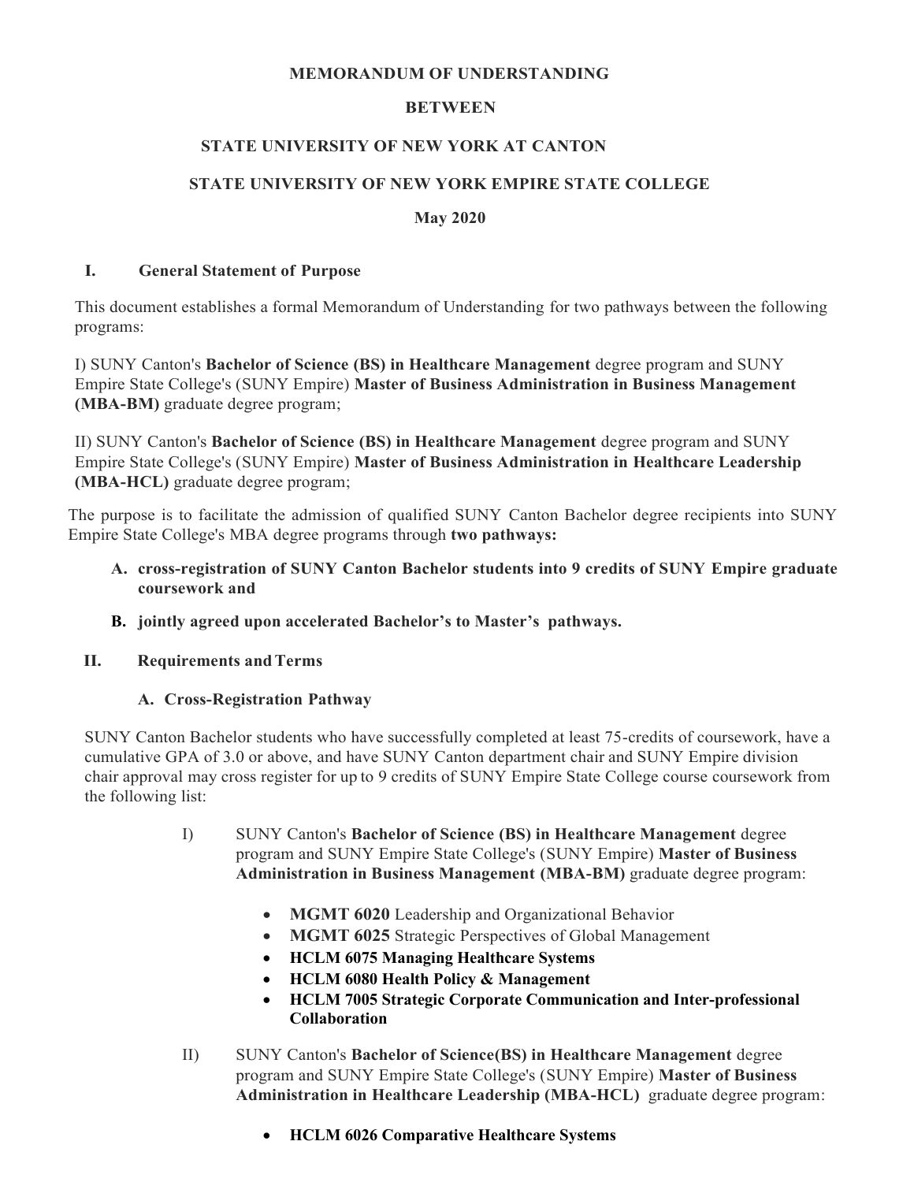**MEMORANDUM OF UNDERSTANDING**

**BETWEEN**

**STATE UNIVERSITY OF NEW YORK AT CANTON**

**STATE UNIVERSITY OF NEW YORK EMPIRE STATE COLLEGE**

**May 2020**

## I. General Statement of Purpose

This document establishes a formal Memorandum of Understanding for two pathways between the following programs:

I) SUNY Canton's **Bachelor of Science (BS) in Healthcare Management** degree program and SUNY Empire State College's (SUNY Empire) **Master of Business Administration in Business Management (MBA-BM)** graduate degree program;

II) SUNY Canton's **Bachelor of Science (BS) in Healthcare Management** degree program and SUNY Empire State College's (SUNY Empire) **Master of Business Administration in Healthcare Leadership (MBA-HCL)** graduate degree program;

The purpose is to facilitate the admission of qualified SUNY Canton Bachelor degree recipients into SUNY Empire State College's MBA degree programs through **two pathways:**

- **A. cross-registration of SUNY Canton Bachelor students into 9 credits of SUNY Empire graduate coursework and**
- **B. jointly agreed upon accelerated Bachelor's to Master's pathways.**

## II. Requirements and Terms

### A. Cross-Registration Pathway

SUNY Canton Bachelor students who have successfully completed at least 75-credits of coursework, have a cumulative GPA of 3.0 or above, and have SUNY Canton department chair and SUNY Empire division chair approval may cross register for up to 9 credits of SUNY Empire State College course coursework from the following list:

I) SUNY Canton's **Bachelor of Science (BS) in Healthcare Management** degree program and SUNY Empire State College's (SUNY Empire) **Master of Business Administration in Business Management (MBA-BM)** graduate degree program:

- **MGMT 6020** Leadership and Organizational Behavior
- **MGMT 6025** Strategic Perspectives of Global Management
- **HCLM 6075 Managing Healthcare Systems**
- **HCLM 6080 Health Policy & Management**
- **HCLM 7005 Strategic Corporate Communication and Inter-professional Collaboration**

II) SUNY Canton's **Bachelor of Science(BS) in Healthcare Management** degree program and SUNY Empire State College's (SUNY Empire) **Master of Business Administration in Healthcare Leadership (MBA-HCL)** graduate degree program:

- **HCLM 6026 Comparative Healthcare Systems**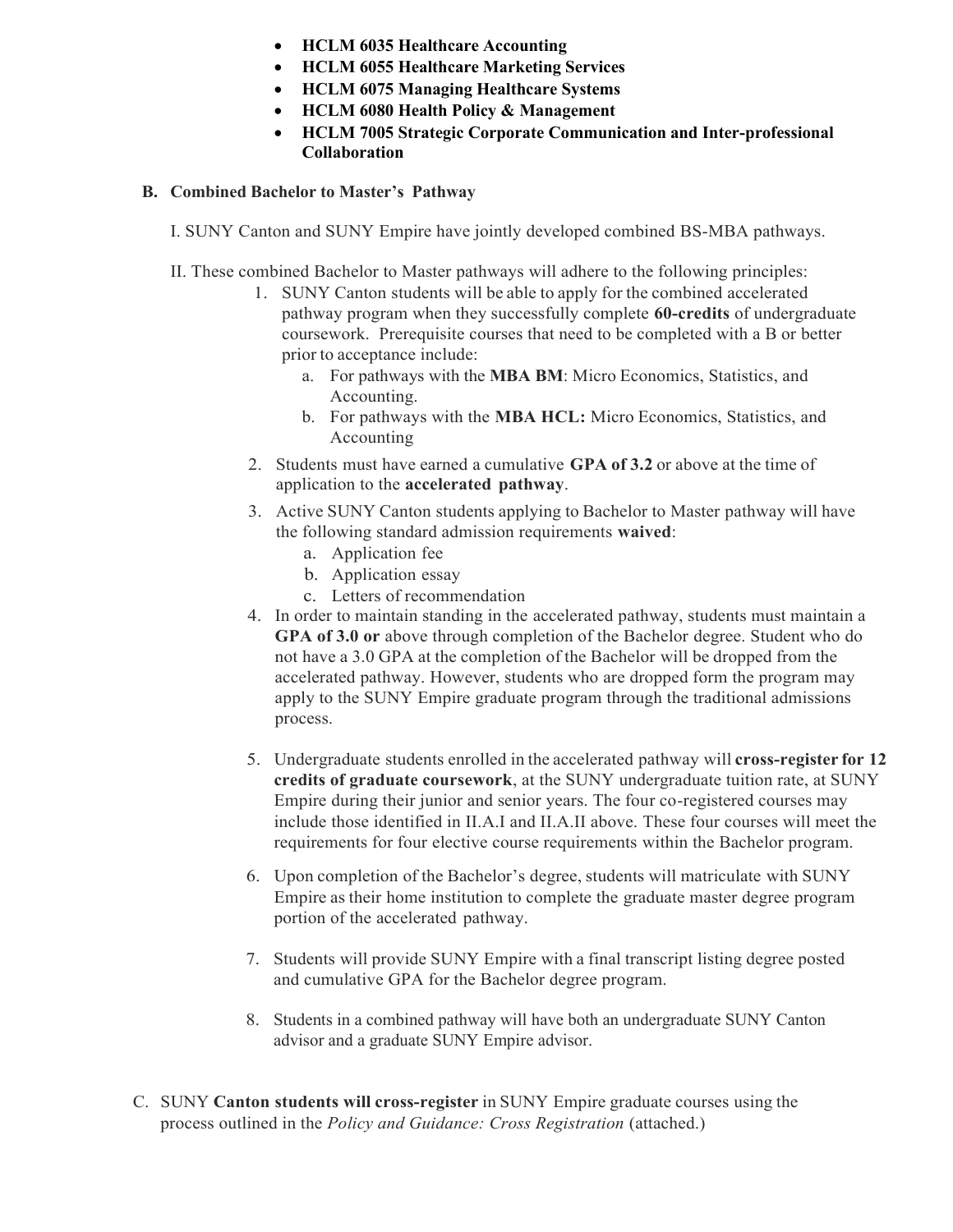- **HCLM 6035 Healthcare Accounting**
- **HCLM 6055 Healthcare Marketing Services**
- **HCLM 6075 Managing Healthcare Systems**
- **HCLM 6080 Health Policy & Management**
- **HCLM 7005 Strategic Corporate Communication and Inter-professional Collaboration**

**B. Combined Bachelor to Master's Pathway**

I. SUNY Canton and SUNY Empire have jointly developed combined BS-MBA pathways.

II. These combined Bachelor to Master pathways will adhere to the following principles:

1. SUNY Canton students will be able to apply for the combined accelerated pathway program when they successfully complete **60-credits** of undergraduate coursework. Prerequisite courses that need to be completed with a B or better prior to acceptance include:
   a. For pathways with the **MBA BM**: Micro Economics, Statistics, and Accounting.
   b. For pathways with the **MBA HCL:** Micro Economics, Statistics, and Accounting
2. Students must have earned a cumulative **GPA of 3.2** or above at the time of application to the **accelerated pathway**.
3. Active SUNY Canton students applying to Bachelor to Master pathway will have the following standard admission requirements **waived**:
   a. Application fee
   b. Application essay
   c. Letters of recommendation
4. In order to maintain standing in the accelerated pathway, students must maintain a **GPA of 3.0 or** above through completion of the Bachelor degree. Student who do not have a 3.0 GPA at the completion of the Bachelor will be dropped from the accelerated pathway. However, students who are dropped form the program may apply to the SUNY Empire graduate program through the traditional admissions process.

5. Undergraduate students enrolled in the accelerated pathway will **cross-register for 12 credits of graduate coursework**, at the SUNY undergraduate tuition rate, at SUNY Empire during their junior and senior years. The four co-registered courses may include those identified in II.A.I and II.A.II above. These four courses will meet the requirements for four elective course requirements within the Bachelor program.

6. Upon completion of the Bachelor's degree, students will matriculate with SUNY Empire as their home institution to complete the graduate master degree program portion of the accelerated pathway.

7. Students will provide SUNY Empire with a final transcript listing degree posted and cumulative GPA for the Bachelor degree program.

8. Students in a combined pathway will have both an undergraduate SUNY Canton advisor and a graduate SUNY Empire advisor.

C. SUNY **Canton students will cross-register** in SUNY Empire graduate courses using the process outlined in the *Policy and Guidance: Cross Registration* (attached.)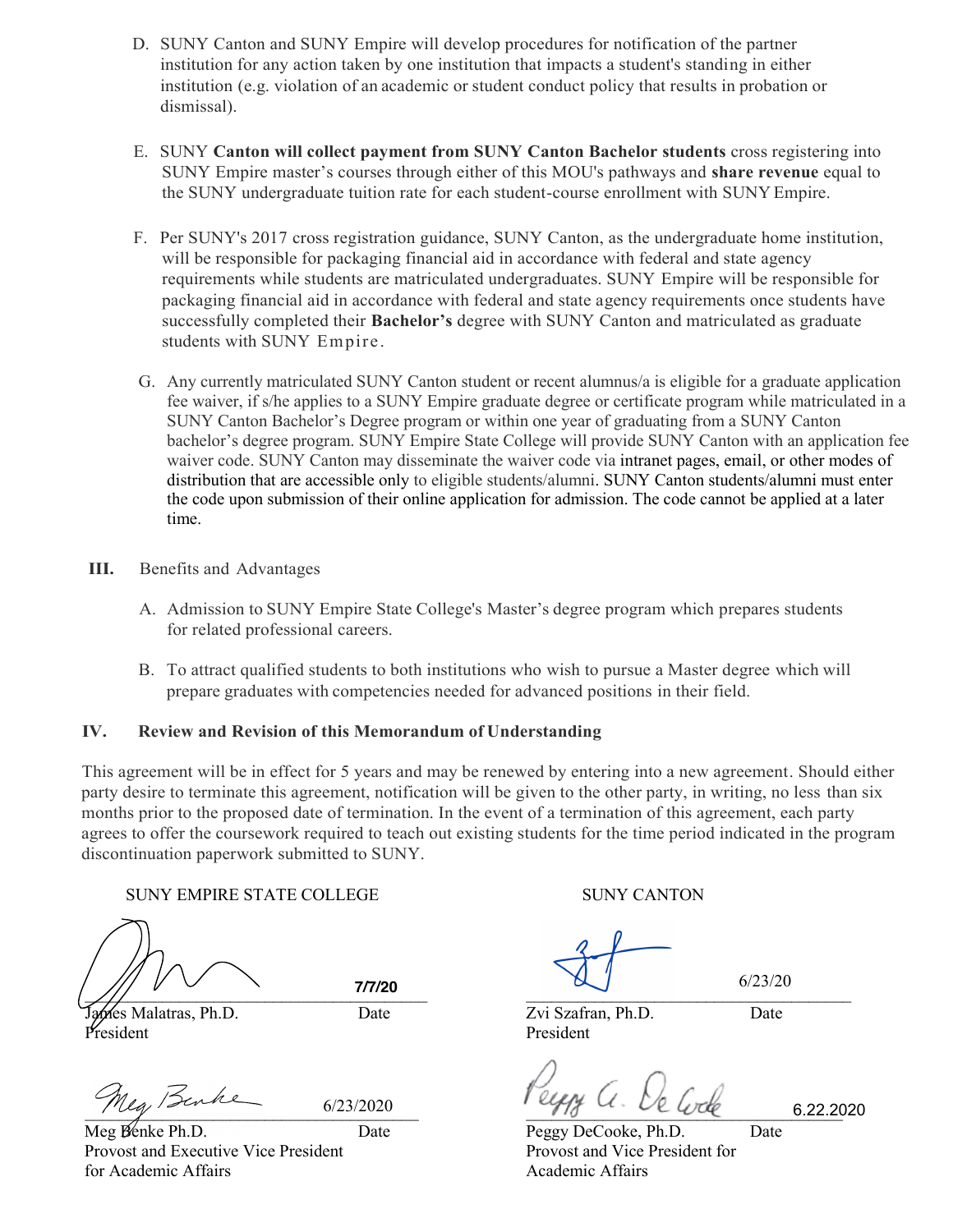D. SUNY Canton and SUNY Empire will develop procedures for notification of the partner institution for any action taken by one institution that impacts a student's standing in either institution (e.g. violation of an academic or student conduct policy that results in probation or dismissal).

E. SUNY **Canton will collect payment from SUNY Canton Bachelor students** cross registering into SUNY Empire master's courses through either of this MOU's pathways and **share revenue** equal to the SUNY undergraduate tuition rate for each student-course enrollment with SUNY Empire.

F. Per SUNY's 2017 cross registration guidance, SUNY Canton, as the undergraduate home institution, will be responsible for packaging financial aid in accordance with federal and state agency requirements while students are matriculated undergraduates. SUNY Empire will be responsible for packaging financial aid in accordance with federal and state agency requirements once students have successfully completed their **Bachelor's** degree with SUNY Canton and matriculated as graduate students with SUNY Empire.

G. Any currently matriculated SUNY Canton student or recent alumnus/a is eligible for a graduate application fee waiver, if s/he applies to a SUNY Empire graduate degree or certificate program while matriculated in a SUNY Canton Bachelor's Degree program or within one year of graduating from a SUNY Canton bachelor's degree program. SUNY Empire State College will provide SUNY Canton with an application fee waiver code. SUNY Canton may disseminate the waiver code via intranet pages, email, or other modes of distribution that are accessible only to eligible students/alumni. SUNY Canton students/alumni must enter the code upon submission of their online application for admission. The code cannot be applied at a later time.

**III.** Benefits and Advantages

A. Admission to SUNY Empire State College's Master's degree program which prepares students for related professional careers.

B. To attract qualified students to both institutions who wish to pursue a Master degree which will prepare graduates with competencies needed for advanced positions in their field.

## IV. Review and Revision of this Memorandum of Understanding

This agreement will be in effect for 5 years and may be renewed by entering into a new agreement. Should either party desire to terminate this agreement, notification will be given to the other party, in writing, no less than six months prior to the proposed date of termination. In the event of a termination of this agreement, each party agrees to offer the coursework required to teach out existing students for the time period indicated in the program discontinuation paperwork submitted to SUNY.

SUNY EMPIRE STATE COLLEGE

James Malatras, Ph.D. — Date: 7/7/20
President

Meg Benke Ph.D. — Date: 6/23/2020
Provost and Executive Vice President for Academic Affairs

SUNY CANTON

Zvi Szafran, Ph.D. — Date: 6/23/20
President

Peggy DeCooke, Ph.D. — Date: 6.22.2020
Provost and Vice President for Academic Affairs